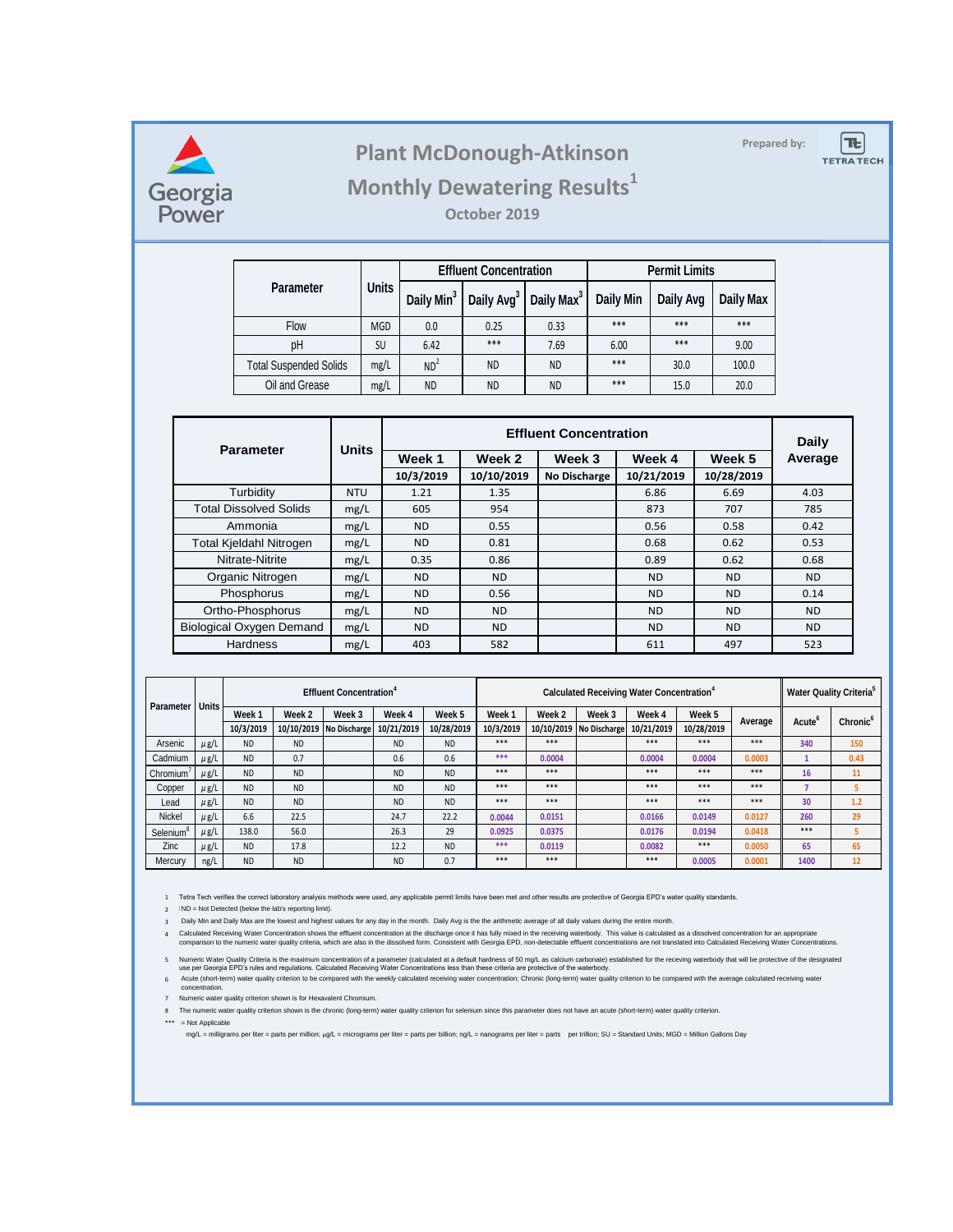# Plant McDonough-Atkinson

## Monthly Dewatering Results[1]

### October 2019

Prepared by: TETRA TECH

| Parameter | Units | Effluent Concentration | | | Permit Limits | | |
|---|---|---|---|---|---|---|---|
| | | Daily Min[3] | Daily Avg[3] | Daily Max[3] | Daily Min | Daily Avg | Daily Max |
| Flow | MGD | 0.0 | 0.25 | 0.33 | *** | *** | *** |
| pH | SU | 6.42 | *** | 7.69 | 6.00 | *** | 9.00 |
| Total Suspended Solids | mg/L | ND[2] | ND | ND | *** | 30.0 | 100.0 |
| Oil and Grease | mg/L | ND | ND | ND | *** | 15.0 | 20.0 |

| Parameter | Units | Effluent Concentration | | | | | Daily Average |
|---|---|---|---|---|---|---|---|
| | | Week 1 | Week 2 | Week 3 | Week 4 | Week 5 | |
| | | 10/3/2019 | 10/10/2019 | No Discharge | 10/21/2019 | 10/28/2019 | |
| Turbidity | NTU | 1.21 | 1.35 | | 6.86 | 6.69 | 4.03 |
| Total Dissolved Solids | mg/L | 605 | 954 | | 873 | 707 | 785 |
| Ammonia | mg/L | ND | 0.55 | | 0.56 | 0.58 | 0.42 |
| Total Kjeldahl Nitrogen | mg/L | ND | 0.81 | | 0.68 | 0.62 | 0.53 |
| Nitrate-Nitrite | mg/L | 0.35 | 0.86 | | 0.89 | 0.62 | 0.68 |
| Organic Nitrogen | mg/L | ND | ND | | ND | ND | ND |
| Phosphorus | mg/L | ND | 0.56 | | ND | ND | 0.14 |
| Ortho-Phosphorus | mg/L | ND | ND | | ND | ND | ND |
| Biological Oxygen Demand | mg/L | ND | ND | | ND | ND | ND |
| Hardness | mg/L | 403 | 582 | | 611 | 497 | 523 |

| Parameter | Units | Effluent Concentration[4] | | | | | Calculated Receiving Water Concentration[4] | | | | | | Water Quality Criteria[5] | |
|---|---|---|---|---|---|---|---|---|---|---|---|---|---|---|
| | | Week 1 | Week 2 | Week 3 | Week 4 | Week 5 | Week 1 | Week 2 | Week 3 | Week 4 | Week 5 | Average | Acute[6] | Chronic[6] |
| | | 10/3/2019 | 10/10/2019 | No Discharge | 10/21/2019 | 10/28/2019 | 10/3/2019 | 10/10/2019 | No Discharge | 10/21/2019 | 10/28/2019 | | | |
| Arsenic | µg/L | ND | ND | | ND | ND | *** | *** | | *** | *** | *** | 340 | 150 |
| Cadmium | µg/L | ND | 0.7 | | 0.6 | 0.6 | *** | 0.0004 | | 0.0004 | 0.0004 | 0.0003 | 1 | 0.43 |
| Chromium[7] | µg/L | ND | ND | | ND | ND | *** | *** | | *** | *** | *** | 16 | 11 |
| Copper | µg/L | ND | ND | | ND | ND | *** | *** | | *** | *** | *** | 7 | 5 |
| Lead | µg/L | ND | ND | | ND | ND | *** | *** | | *** | *** | *** | 30 | 1.2 |
| Nickel | µg/L | 6.6 | 22.5 | | 24.7 | 22.2 | 0.0044 | 0.0151 | | 0.0166 | 0.0149 | 0.0127 | 260 | 29 |
| Selenium[8] | µg/L | 138.0 | 56.0 | | 26.3 | 29 | 0.0925 | 0.0375 | | 0.0176 | 0.0194 | 0.0418 | *** | 5 |
| Zinc | µg/L | ND | 17.8 | | 12.2 | ND | *** | 0.0119 | | 0.0082 | *** | 0.0050 | 65 | 65 |
| Mercury | ng/L | ND | ND | | ND | 0.7 | *** | *** | | *** | 0.0005 | 0.0001 | 1400 | 12 |

1 Tetra Tech verifies the correct laboratory analysis methods were used, any applicable permit limits have been met and other results are protective of Georgia EPD's water quality standards.

2 ND = Not Detected (below the lab's reporting limit).

3 Daily Min and Daily Max are the lowest and highest values for any day in the month. Daily Avg is the the arithmetic average of all daily values during the entire month.

4 Calculated Receiving Water Concentration shows the effluent concentration at the discharge once it has fully mixed in the receiving waterbody. This value is calculated as a dissolved concentration for an appropriate comparison to the numeric water quality criteria, which are also in the dissolved form. Consistent with Georgia EPD, non-detectable effluent concentrations are not translated into Calculated Receiving Water Concentrations.

5 Numeric Water Quality Criteria is the maximum concentration of a parameter (calculated at a default hardness of 50 mg/L as calcium carbonate) established for the receving waterbody that will be protective of the designated use per Georgia EPD's rules and regulations. Calculated Receiving Water Concentrations less than these criteria are protective of the waterbody.

6 Acute (short-term) water quality criterion to be compared with the weekly calculated receiving water concentration; Chronic (long-term) water quality criterion to be compared with the average calculated receiving water concentration.

7 Numeric water quality criterion shown is for Hexavalent Chromium.

8 The numeric water quality criterion shown is the chronic (long-term) water quality criterion for selenium since this parameter does not have an acute (short-term) water quality criterion.

*** = Not Applicable

mg/L = milligrams per liter = parts per million; µg/L = micrograms per liter = parts per billion; ng/L = nanograms per liter = parts per trillion; SU = Standard Units; MGD = Million Gallons Day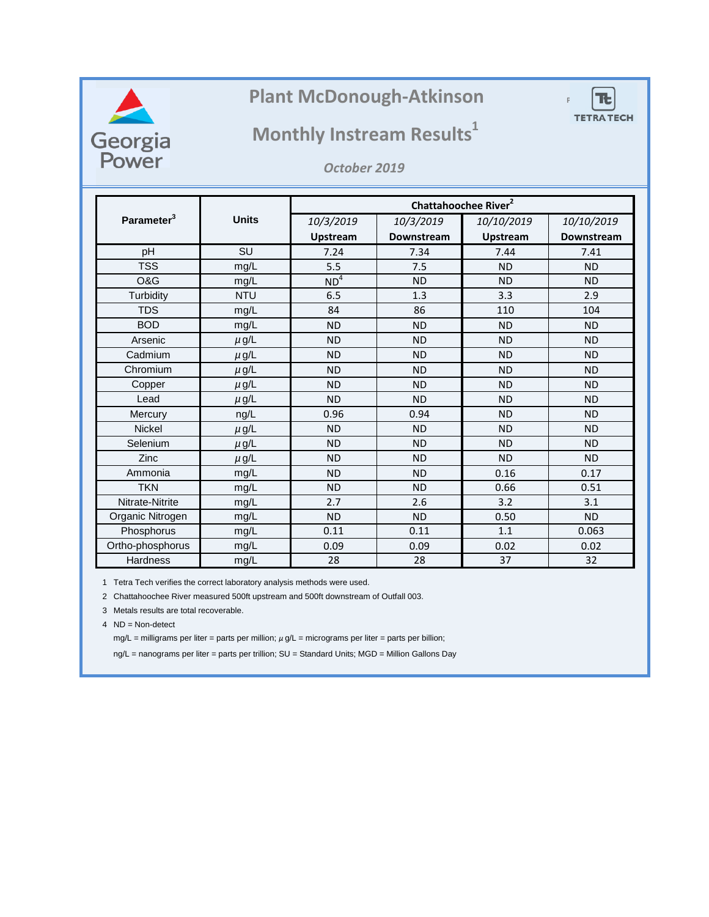# Plant McDonough-Atkinson

## Monthly Instream Results[1]

*October 2019*

| Parameter[3] | Units | Chattahoochee River[2] | | | |
|---|---|---|---|---|---|
| | | *10/3/2019* | *10/3/2019* | *10/10/2019* | *10/10/2019* |
| | | **Upstream** | **Downstream** | **Upstream** | **Downstream** |
| pH | SU | 7.24 | 7.34 | 7.44 | 7.41 |
| TSS | mg/L | 5.5 | 7.5 | ND | ND |
| O&G | mg/L | ND[4] | ND | ND | ND |
| Turbidity | NTU | 6.5 | 1.3 | 3.3 | 2.9 |
| TDS | mg/L | 84 | 86 | 110 | 104 |
| BOD | mg/L | ND | ND | ND | ND |
| Arsenic | $\mu$g/L | ND | ND | ND | ND |
| Cadmium | $\mu$g/L | ND | ND | ND | ND |
| Chromium | $\mu$g/L | ND | ND | ND | ND |
| Copper | $\mu$g/L | ND | ND | ND | ND |
| Lead | $\mu$g/L | ND | ND | ND | ND |
| Mercury | ng/L | 0.96 | 0.94 | ND | ND |
| Nickel | $\mu$g/L | ND | ND | ND | ND |
| Selenium | $\mu$g/L | ND | ND | ND | ND |
| Zinc | $\mu$g/L | ND | ND | ND | ND |
| Ammonia | mg/L | ND | ND | 0.16 | 0.17 |
| TKN | mg/L | ND | ND | 0.66 | 0.51 |
| Nitrate-Nitrite | mg/L | 2.7 | 2.6 | 3.2 | 3.1 |
| Organic Nitrogen | mg/L | ND | ND | 0.50 | ND |
| Phosphorus | mg/L | 0.11 | 0.11 | 1.1 | 0.063 |
| Ortho-phosphorus | mg/L | 0.09 | 0.09 | 0.02 | 0.02 |
| Hardness | mg/L | 28 | 28 | 37 | 32 |

1 Tetra Tech verifies the correct laboratory analysis methods were used.

2 Chattahoochee River measured 500ft upstream and 500ft downstream of Outfall 003.

3 Metals results are total recoverable.

4 ND = Non-detect

mg/L = milligrams per liter = parts per million; $\mu$g/L = micrograms per liter = parts per billion;

ng/L = nanograms per liter = parts per trillion; SU = Standard Units; MGD = Million Gallons Day